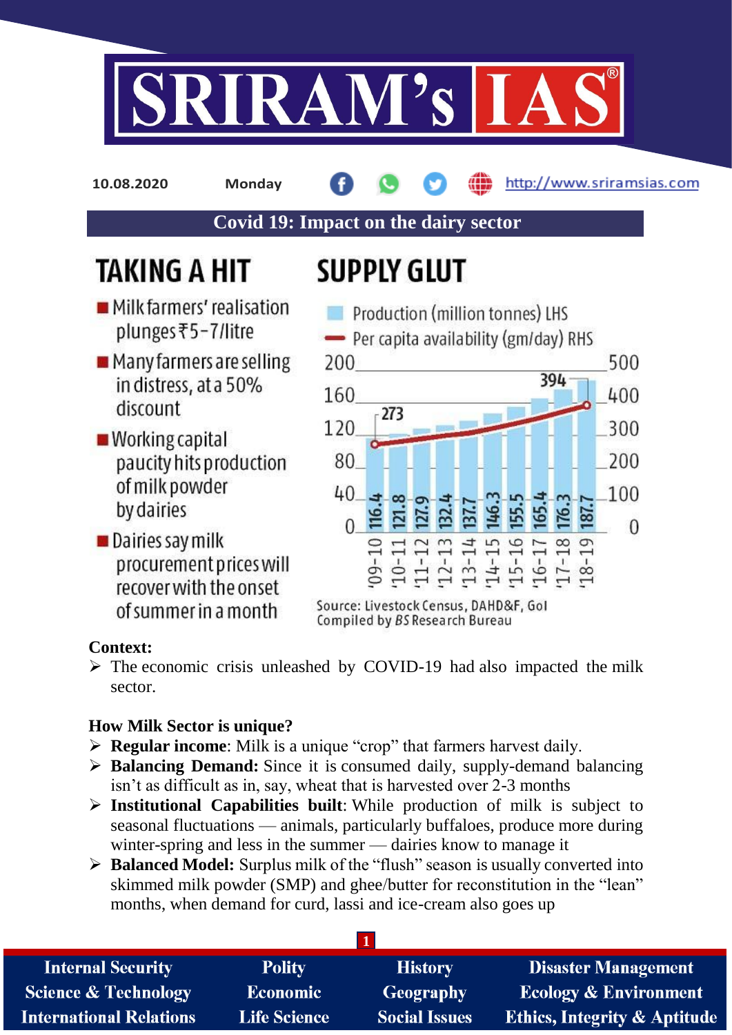10.08.2020 Monday

## Covid 19: Impact on the dairy sector

### TAKING A HIT

- Milk farmers' realisation plunges ₹5-7/litre
- Many farmers are selling in distress, at a 50% discount
- Working capital paucity hits production of milk powder by dairies
- Dairies say milk procurement prices will recover with the onset of summer in a month

### SUPPLY GLUT

Production (million tonnes) LHS; Per capita availability (gm/day) RHS

| Year | Production (million tonnes) |
|---|---|
| '09-10 | 116.4 |
| '10-11 | 121.8 |
| '11-12 | 127.9 |
| '12-13 | 132.4 |
| '13-14 | 137.7 |
| '14-15 | 146.3 |
| '15-16 | 155.5 |
| '16-17 | 165.4 |
| '17-18 | 176.3 |
| '18-19 | 187.7 |

Per capita availability: 273 ('09-10) to 394 ('18-19)

Source: Livestock Census, DAHD&F, GoI
Compiled by *BS* Research Bureau

**Context:**

- The economic crisis unleashed by COVID-19 had also impacted the milk sector.

**How Milk Sector is unique?**

- **Regular income**: Milk is a unique "crop" that farmers harvest daily.
- **Balancing Demand:** Since it is consumed daily, supply-demand balancing isn't as difficult as in, say, wheat that is harvested over 2-3 months
- **Institutional Capabilities built**: While production of milk is subject to seasonal fluctuations — animals, particularly buffaloes, produce more during winter-spring and less in the summer — dairies know to manage it
- **Balanced Model:** Surplus milk of the "flush" season is usually converted into skimmed milk powder (SMP) and ghee/butter for reconstitution in the "lean" months, when demand for curd, lassi and ice-cream also goes up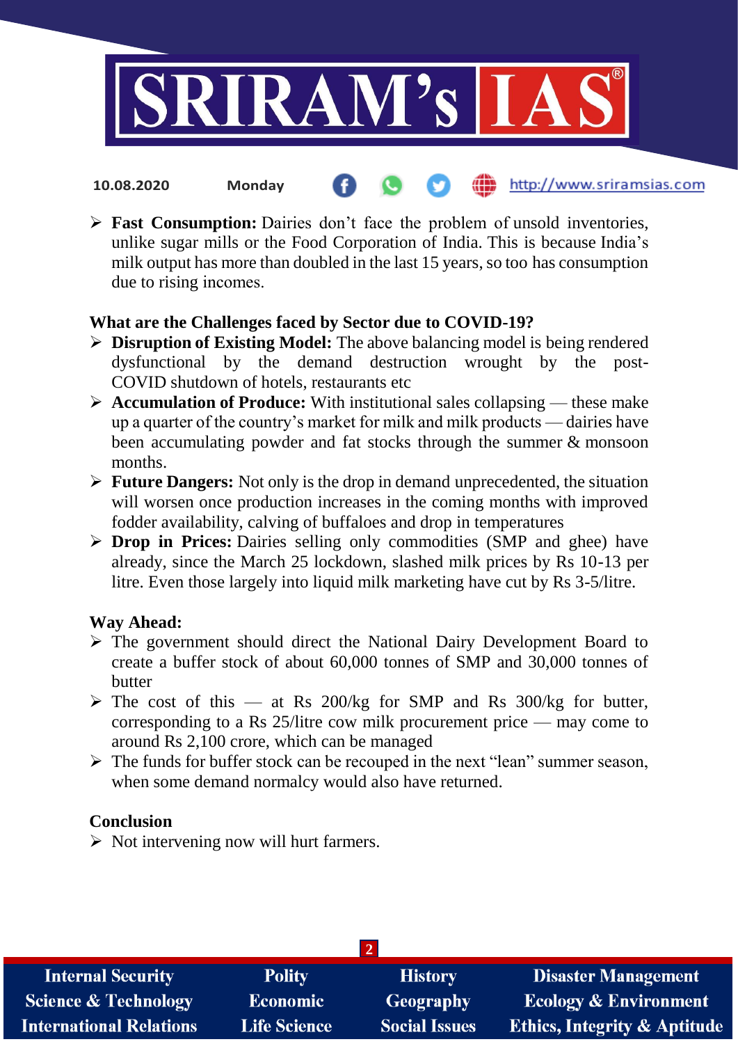- **Fast Consumption:** Dairies don't face the problem of unsold inventories, unlike sugar mills or the Food Corporation of India. This is because India's milk output has more than doubled in the last 15 years, so too has consumption due to rising incomes.

**What are the Challenges faced by Sector due to COVID-19?**

- **Disruption of Existing Model:** The above balancing model is being rendered dysfunctional by the demand destruction wrought by the post-COVID shutdown of hotels, restaurants etc
- **Accumulation of Produce:** With institutional sales collapsing — these make up a quarter of the country's market for milk and milk products — dairies have been accumulating powder and fat stocks through the summer & monsoon months.
- **Future Dangers:** Not only is the drop in demand unprecedented, the situation will worsen once production increases in the coming months with improved fodder availability, calving of buffaloes and drop in temperatures
- **Drop in Prices:** Dairies selling only commodities (SMP and ghee) have already, since the March 25 lockdown, slashed milk prices by Rs 10-13 per litre. Even those largely into liquid milk marketing have cut by Rs 3-5/litre.

**Way Ahead:**

- The government should direct the National Dairy Development Board to create a buffer stock of about 60,000 tonnes of SMP and 30,000 tonnes of butter
- The cost of this — at Rs 200/kg for SMP and Rs 300/kg for butter, corresponding to a Rs 25/litre cow milk procurement price — may come to around Rs 2,100 crore, which can be managed
- The funds for buffer stock can be recouped in the next "lean" summer season, when some demand normalcy would also have returned.

**Conclusion**

- Not intervening now will hurt farmers.